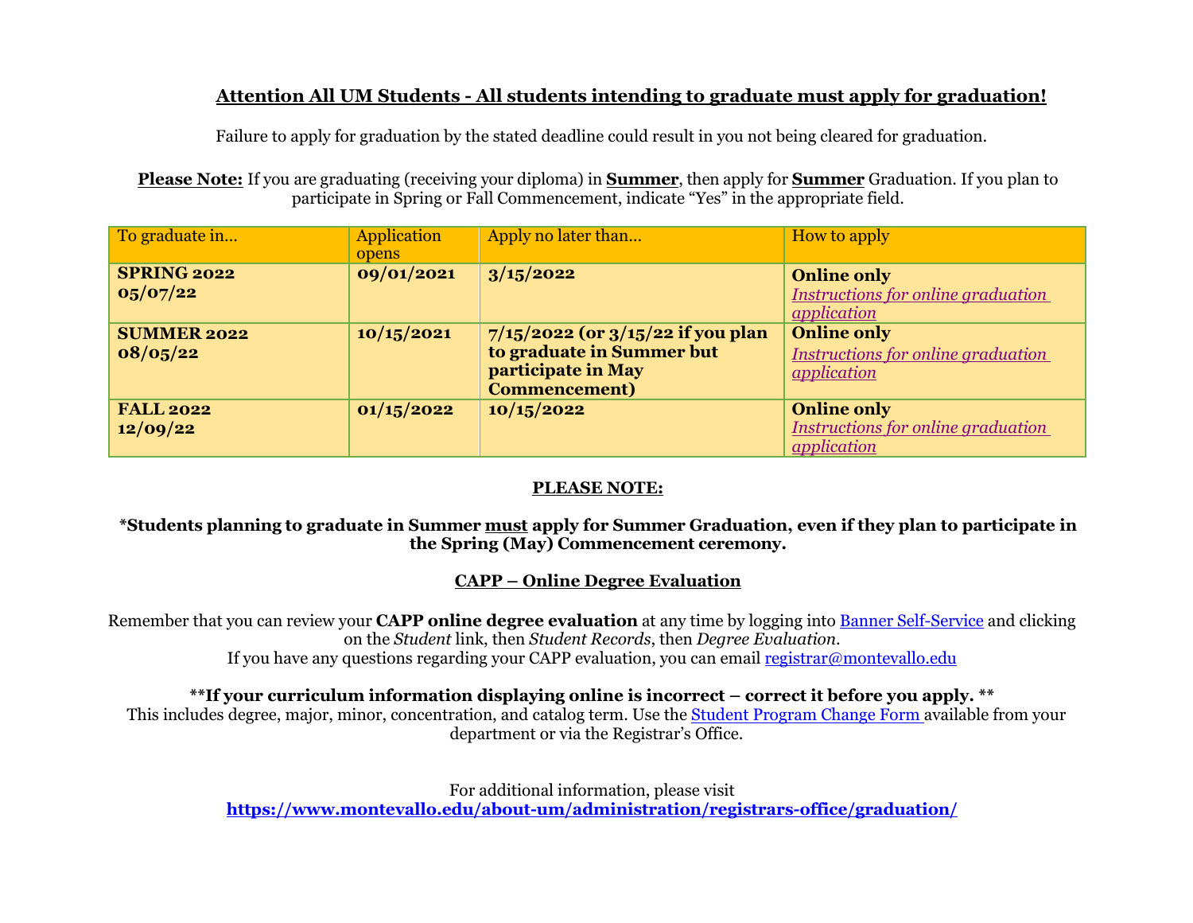# Attention All UM Students - All students intending to graduate must apply for graduation!

Failure to apply for graduation by the stated deadline could result in you not being cleared for graduation.

**Please Note:** If you are graduating (receiving your diploma) in **Summer**, then apply for **Summer** Graduation. If you plan to participate in Spring or Fall Commencement, indicate "Yes" in the appropriate field.

| To graduate in… | Application opens | Apply no later than… | How to apply |
|---|---|---|---|
| **SPRING 2022 05/07/22** | **09/01/2021** | **3/15/2022** | **Online only** *Instructions for online graduation application* |
| **SUMMER 2022 08/05/22** | **10/15/2021** | **7/15/2022 (or 3/15/22 if you plan to graduate in Summer but participate in May Commencement)** | **Online only** *Instructions for online graduation application* |
| **FALL 2022 12/09/22** | **01/15/2022** | **10/15/2022** | **Online only** *Instructions for online graduation application* |

## PLEASE NOTE:

**\*Students planning to graduate in Summer must apply for Summer Graduation, even if they plan to participate in the Spring (May) Commencement ceremony.**

## CAPP – Online Degree Evaluation

Remember that you can review your **CAPP online degree evaluation** at any time by logging into Banner Self-Service and clicking on the *Student* link, then *Student Records*, then *Degree Evaluation*.
If you have any questions regarding your CAPP evaluation, you can email registrar@montevallo.edu

**\*\*If your curriculum information displaying online is incorrect – correct it before you apply. \*\***
This includes degree, major, minor, concentration, and catalog term. Use the Student Program Change Form available from your department or via the Registrar's Office.

For additional information, please visit
**https://www.montevallo.edu/about-um/administration/registrars-office/graduation/**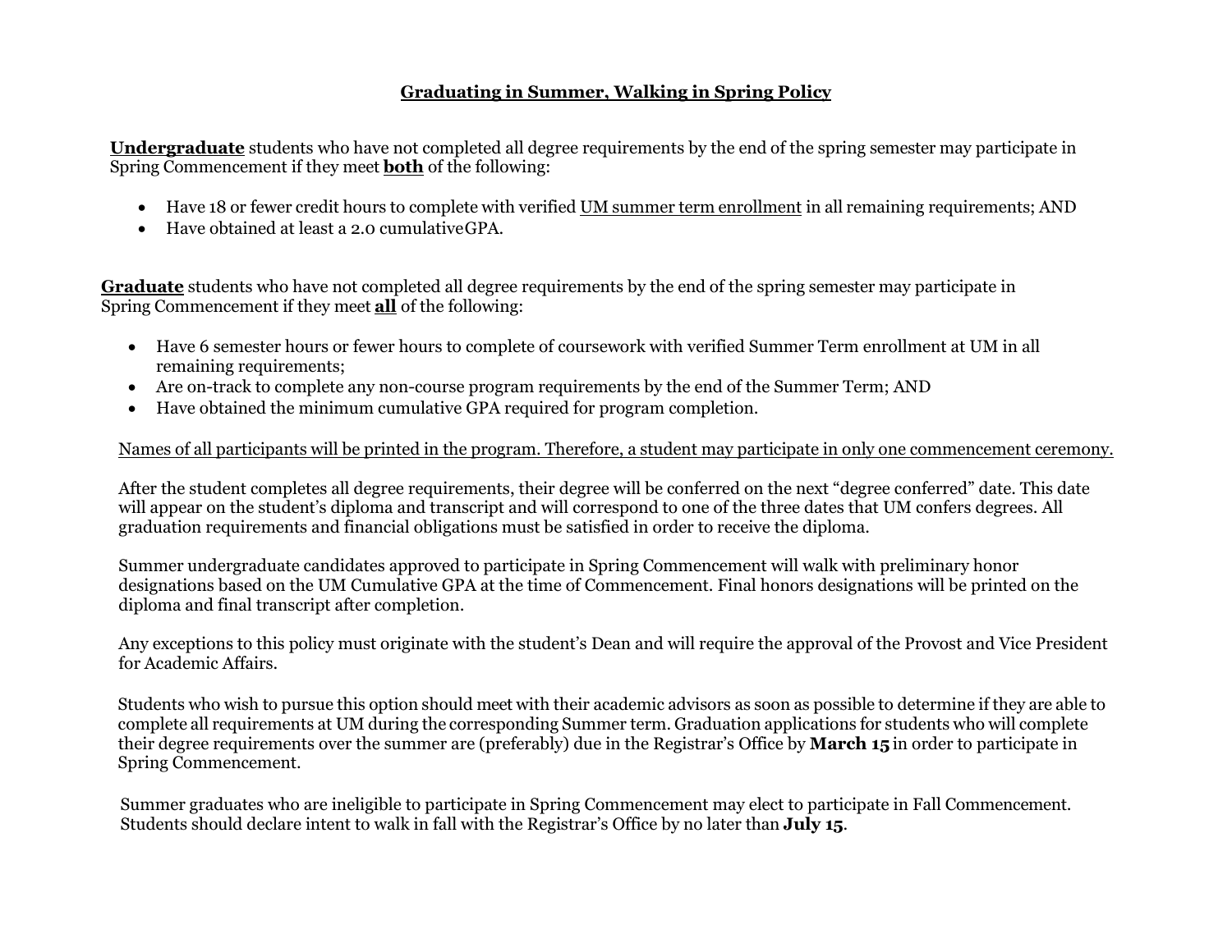## <u>**Graduating in Summer, Walking in Spring Policy**</u>

**<u>Undergraduate</u>** students who have not completed all degree requirements by the end of the spring semester may participate in Spring Commencement if they meet **<u>both</u>** of the following:

- Have 18 or fewer credit hours to complete with verified <u>UM summer term enrollment</u> in all remaining requirements; AND
- Have obtained at least a 2.0 cumulative GPA.

**<u>Graduate</u>** students who have not completed all degree requirements by the end of the spring semester may participate in Spring Commencement if they meet **<u>all</u>** of the following:

- Have 6 semester hours or fewer hours to complete of coursework with verified Summer Term enrollment at UM in all remaining requirements;
- Are on-track to complete any non-course program requirements by the end of the Summer Term; AND
- Have obtained the minimum cumulative GPA required for program completion.

<u>Names of all participants will be printed in the program. Therefore, a student may participate in only one commencement ceremony.</u>

After the student completes all degree requirements, their degree will be conferred on the next "degree conferred" date. This date will appear on the student's diploma and transcript and will correspond to one of the three dates that UM confers degrees. All graduation requirements and financial obligations must be satisfied in order to receive the diploma.

Summer undergraduate candidates approved to participate in Spring Commencement will walk with preliminary honor designations based on the UM Cumulative GPA at the time of Commencement. Final honors designations will be printed on the diploma and final transcript after completion.

Any exceptions to this policy must originate with the student's Dean and will require the approval of the Provost and Vice President for Academic Affairs.

Students who wish to pursue this option should meet with their academic advisors as soon as possible to determine if they are able to complete all requirements at UM during the corresponding Summer term. Graduation applications for students who will complete their degree requirements over the summer are (preferably) due in the Registrar's Office by **March 15** in order to participate in Spring Commencement.

Summer graduates who are ineligible to participate in Spring Commencement may elect to participate in Fall Commencement. Students should declare intent to walk in fall with the Registrar's Office by no later than **July 15**.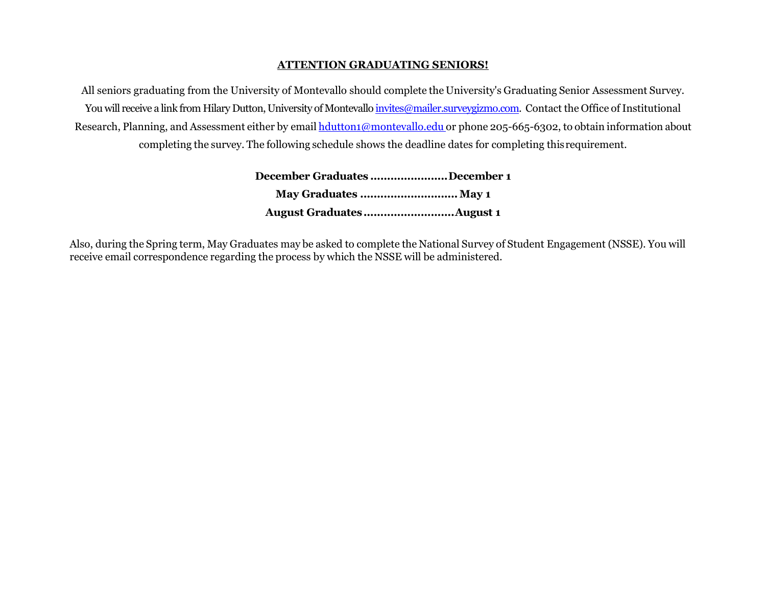**ATTENTION GRADUATING SENIORS!**

All seniors graduating from the University of Montevallo should complete the University's Graduating Senior Assessment Survey. You will receive a link from Hilary Dutton, University of Montevallo invites@mailer.surveygizmo.com. Contact the Office of Institutional Research, Planning, and Assessment either by email hdutton1@montevallo.edu or phone 205-665-6302, to obtain information about completing the survey. The following schedule shows the deadline dates for completing this requirement.

**December Graduates ......................December 1**

**May Graduates ............................ May 1**

**August Graduates ..........................August 1**

Also, during the Spring term, May Graduates may be asked to complete the National Survey of Student Engagement (NSSE). You will receive email correspondence regarding the process by which the NSSE will be administered.